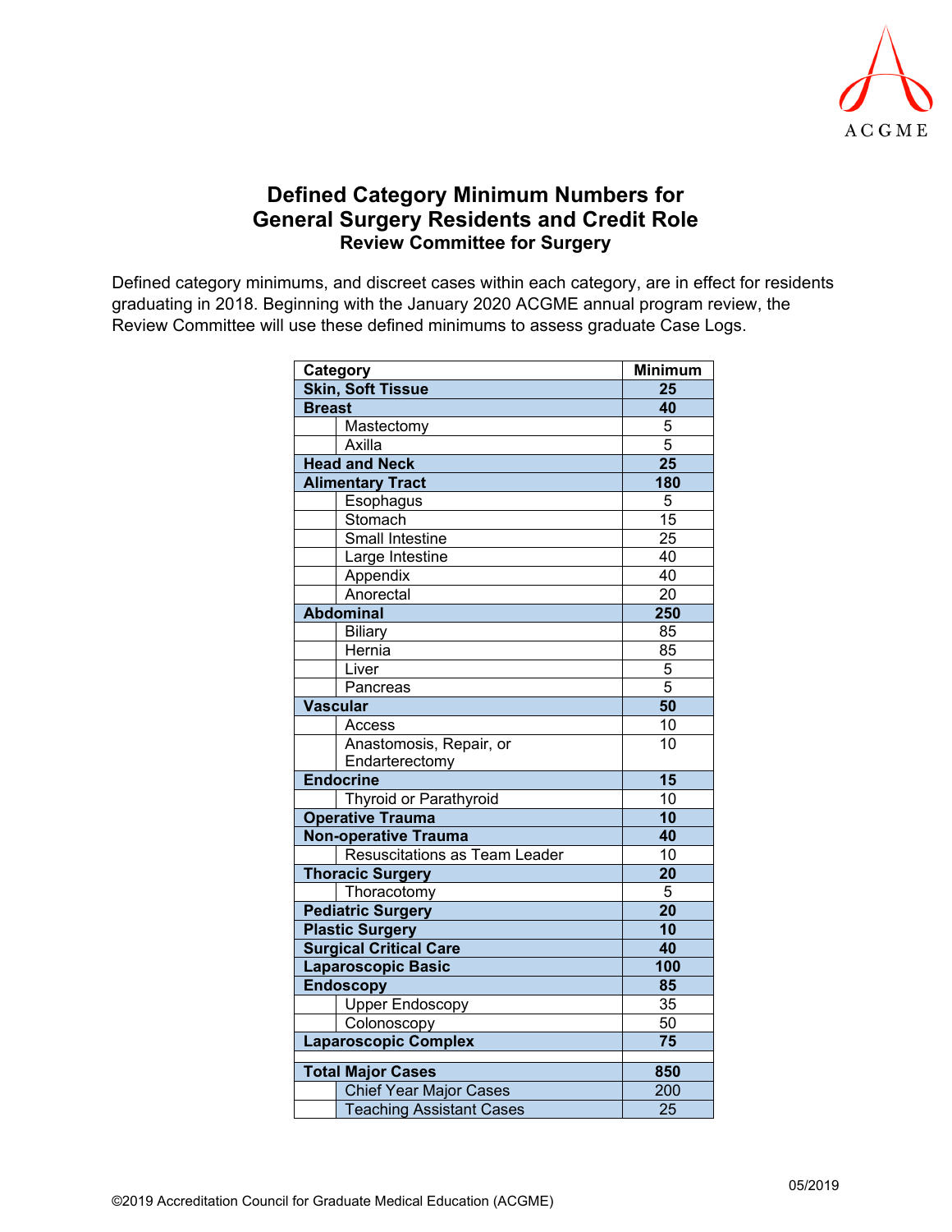# Defined Category Minimum Numbers for General Surgery Residents and Credit Role

## Review Committee for Surgery

Defined category minimums, and discreet cases within each category, are in effect for residents graduating in 2018. Beginning with the January 2020 ACGME annual program review, the Review Committee will use these defined minimums to assess graduate Case Logs.

| Category | | Minimum |
|---|---|---|
| **Skin, Soft Tissue** | | **25** |
| **Breast** | | **40** |
| | Mastectomy | 5 |
| | Axilla | 5 |
| **Head and Neck** | | **25** |
| **Alimentary Tract** | | **180** |
| | Esophagus | 5 |
| | Stomach | 15 |
| | Small Intestine | 25 |
| | Large Intestine | 40 |
| | Appendix | 40 |
| | Anorectal | 20 |
| **Abdominal** | | **250** |
| | Biliary | 85 |
| | Hernia | 85 |
| | Liver | 5 |
| | Pancreas | 5 |
| **Vascular** | | **50** |
| | Access | 10 |
| | Anastomosis, Repair, or Endarterectomy | 10 |
| **Endocrine** | | **15** |
| | Thyroid or Parathyroid | 10 |
| **Operative Trauma** | | **10** |
| **Non-operative Trauma** | | **40** |
| | Resuscitations as Team Leader | 10 |
| **Thoracic Surgery** | | **20** |
| | Thoracotomy | 5 |
| **Pediatric Surgery** | | **20** |
| **Plastic Surgery** | | **10** |
| **Surgical Critical Care** | | **40** |
| **Laparoscopic Basic** | | **100** |
| **Endoscopy** | | **85** |
| | Upper Endoscopy | 35 |
| | Colonoscopy | 50 |
| **Laparoscopic Complex** | | **75** |
| | | |
| **Total Major Cases** | | **850** |
| | Chief Year Major Cases | 200 |
| | Teaching Assistant Cases | 25 |

05/2019

©2019 Accreditation Council for Graduate Medical Education (ACGME)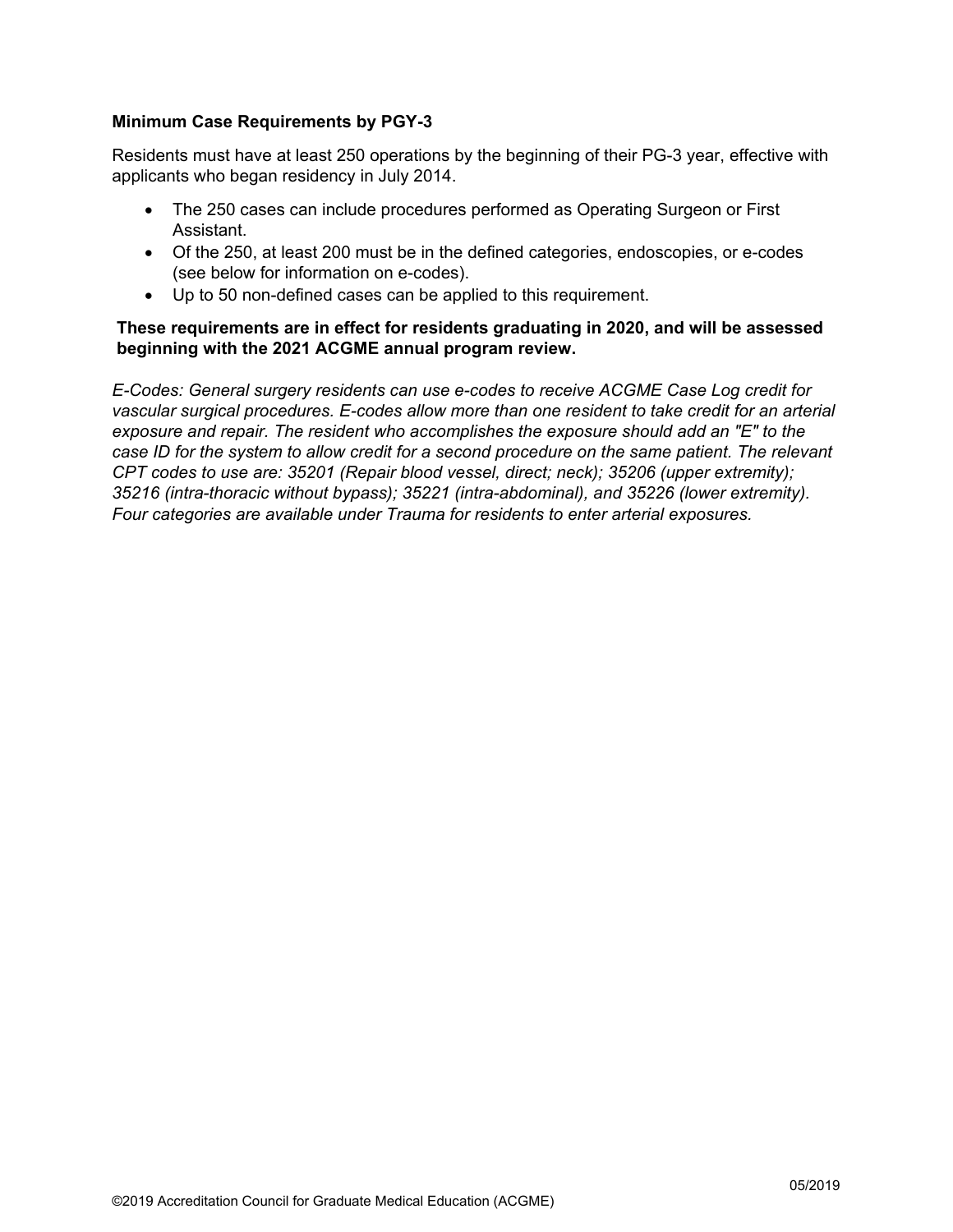**Minimum Case Requirements by PGY-3**

Residents must have at least 250 operations by the beginning of their PG-3 year, effective with applicants who began residency in July 2014.

- The 250 cases can include procedures performed as Operating Surgeon or First Assistant.
- Of the 250, at least 200 must be in the defined categories, endoscopies, or e-codes (see below for information on e-codes).
- Up to 50 non-defined cases can be applied to this requirement.

**These requirements are in effect for residents graduating in 2020, and will be assessed beginning with the 2021 ACGME annual program review.**

*E-Codes: General surgery residents can use e-codes to receive ACGME Case Log credit for vascular surgical procedures. E-codes allow more than one resident to take credit for an arterial exposure and repair. The resident who accomplishes the exposure should add an "E" to the case ID for the system to allow credit for a second procedure on the same patient. The relevant CPT codes to use are: 35201 (Repair blood vessel, direct; neck); 35206 (upper extremity); 35216 (intra-thoracic without bypass); 35221 (intra-abdominal), and 35226 (lower extremity). Four categories are available under Trauma for residents to enter arterial exposures.*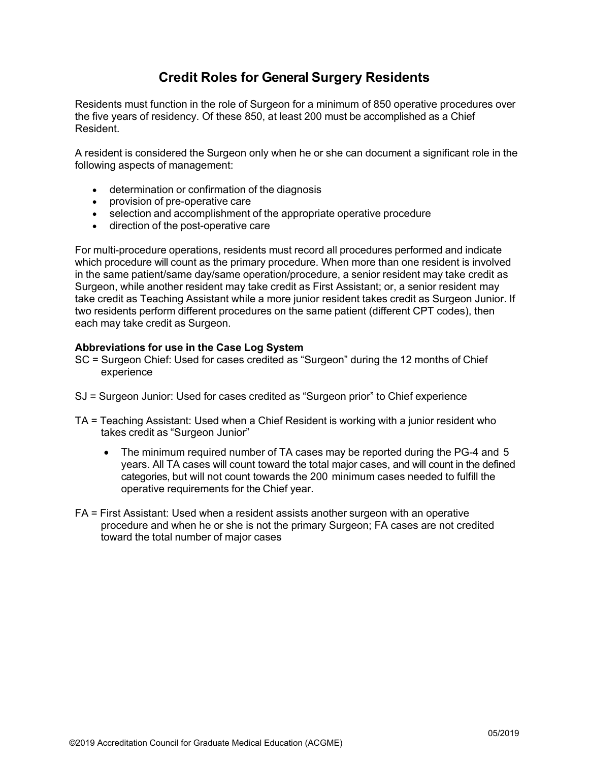# Credit Roles for General Surgery Residents

Residents must function in the role of Surgeon for a minimum of 850 operative procedures over the five years of residency. Of these 850, at least 200 must be accomplished as a Chief Resident.

A resident is considered the Surgeon only when he or she can document a significant role in the following aspects of management:

- determination or confirmation of the diagnosis
- provision of pre-operative care
- selection and accomplishment of the appropriate operative procedure
- direction of the post-operative care

For multi-procedure operations, residents must record all procedures performed and indicate which procedure will count as the primary procedure. When more than one resident is involved in the same patient/same day/same operation/procedure, a senior resident may take credit as Surgeon, while another resident may take credit as First Assistant; or, a senior resident may take credit as Teaching Assistant while a more junior resident takes credit as Surgeon Junior. If two residents perform different procedures on the same patient (different CPT codes), then each may take credit as Surgeon.

**Abbreviations for use in the Case Log System**

SC = Surgeon Chief: Used for cases credited as "Surgeon" during the 12 months of Chief experience

SJ = Surgeon Junior: Used for cases credited as "Surgeon prior" to Chief experience

TA = Teaching Assistant: Used when a Chief Resident is working with a junior resident who takes credit as "Surgeon Junior"

- The minimum required number of TA cases may be reported during the PG-4 and 5 years. All TA cases will count toward the total major cases, and will count in the defined categories, but will not count towards the 200 minimum cases needed to fulfill the operative requirements for the Chief year.

FA = First Assistant: Used when a resident assists another surgeon with an operative procedure and when he or she is not the primary Surgeon; FA cases are not credited toward the total number of major cases

05/2019

©2019 Accreditation Council for Graduate Medical Education (ACGME)